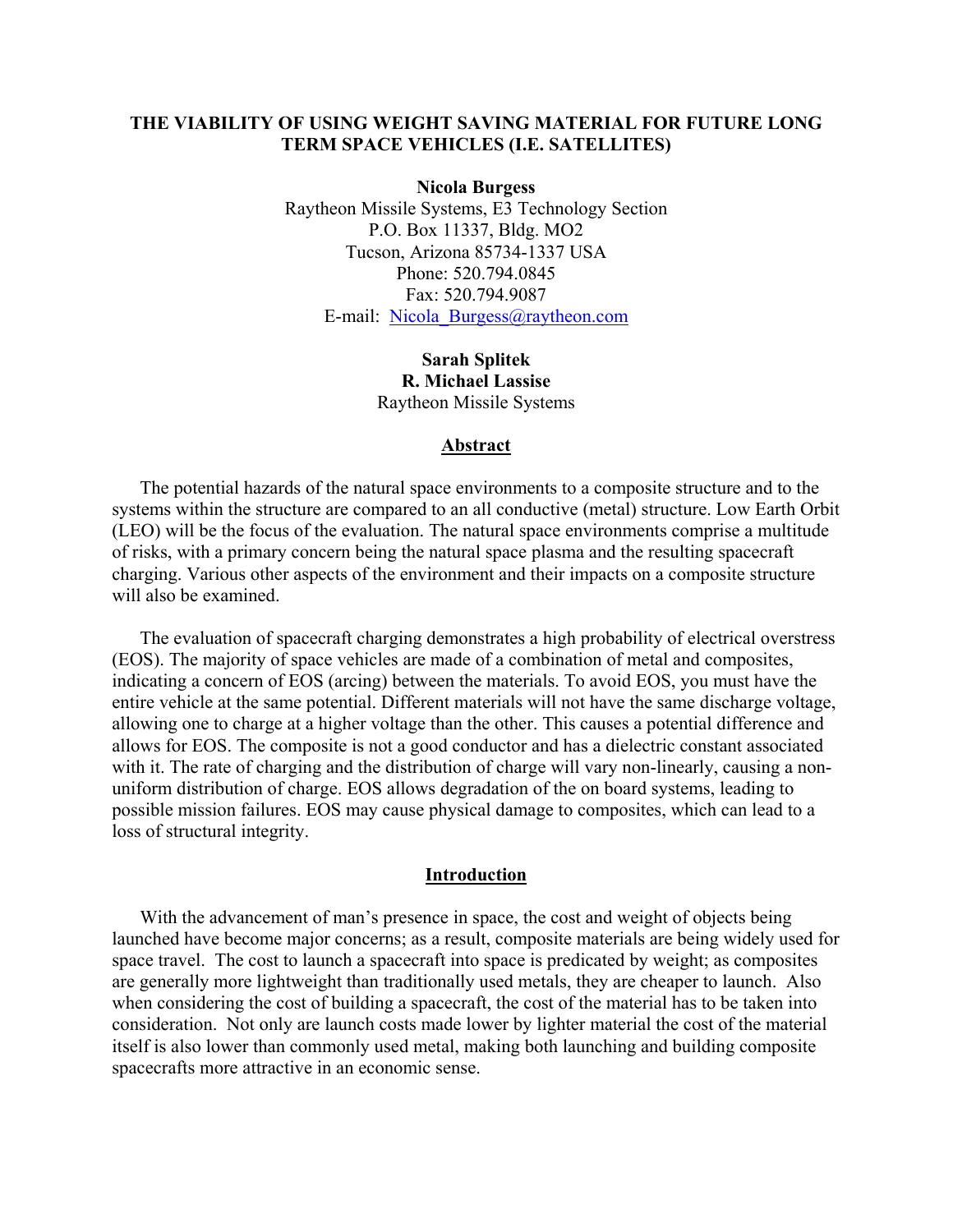# THE VIABILITY OF USING WEIGHT SAVING MATERIAL FOR FUTURE LONG TERM SPACE VEHICLES (I.E. SATELLITES)

**Nicola Burgess**
Raytheon Missile Systems, E3 Technology Section
P.O. Box 11337, Bldg. MO2
Tucson, Arizona 85734-1337 USA
Phone: 520.794.0845
Fax: 520.794.9087
E-mail: Nicola_Burgess@raytheon.com

**Sarah Splitek**
**R. Michael Lassise**
Raytheon Missile Systems

## Abstract

The potential hazards of the natural space environments to a composite structure and to the systems within the structure are compared to an all conductive (metal) structure. Low Earth Orbit (LEO) will be the focus of the evaluation. The natural space environments comprise a multitude of risks, with a primary concern being the natural space plasma and the resulting spacecraft charging. Various other aspects of the environment and their impacts on a composite structure will also be examined.

The evaluation of spacecraft charging demonstrates a high probability of electrical overstress (EOS). The majority of space vehicles are made of a combination of metal and composites, indicating a concern of EOS (arcing) between the materials. To avoid EOS, you must have the entire vehicle at the same potential. Different materials will not have the same discharge voltage, allowing one to charge at a higher voltage than the other. This causes a potential difference and allows for EOS. The composite is not a good conductor and has a dielectric constant associated with it. The rate of charging and the distribution of charge will vary non-linearly, causing a non-uniform distribution of charge. EOS allows degradation of the on board systems, leading to possible mission failures. EOS may cause physical damage to composites, which can lead to a loss of structural integrity.

## Introduction

With the advancement of man's presence in space, the cost and weight of objects being launched have become major concerns; as a result, composite materials are being widely used for space travel. The cost to launch a spacecraft into space is predicated by weight; as composites are generally more lightweight than traditionally used metals, they are cheaper to launch. Also when considering the cost of building a spacecraft, the cost of the material has to be taken into consideration. Not only are launch costs made lower by lighter material the cost of the material itself is also lower than commonly used metal, making both launching and building composite spacecrafts more attractive in an economic sense.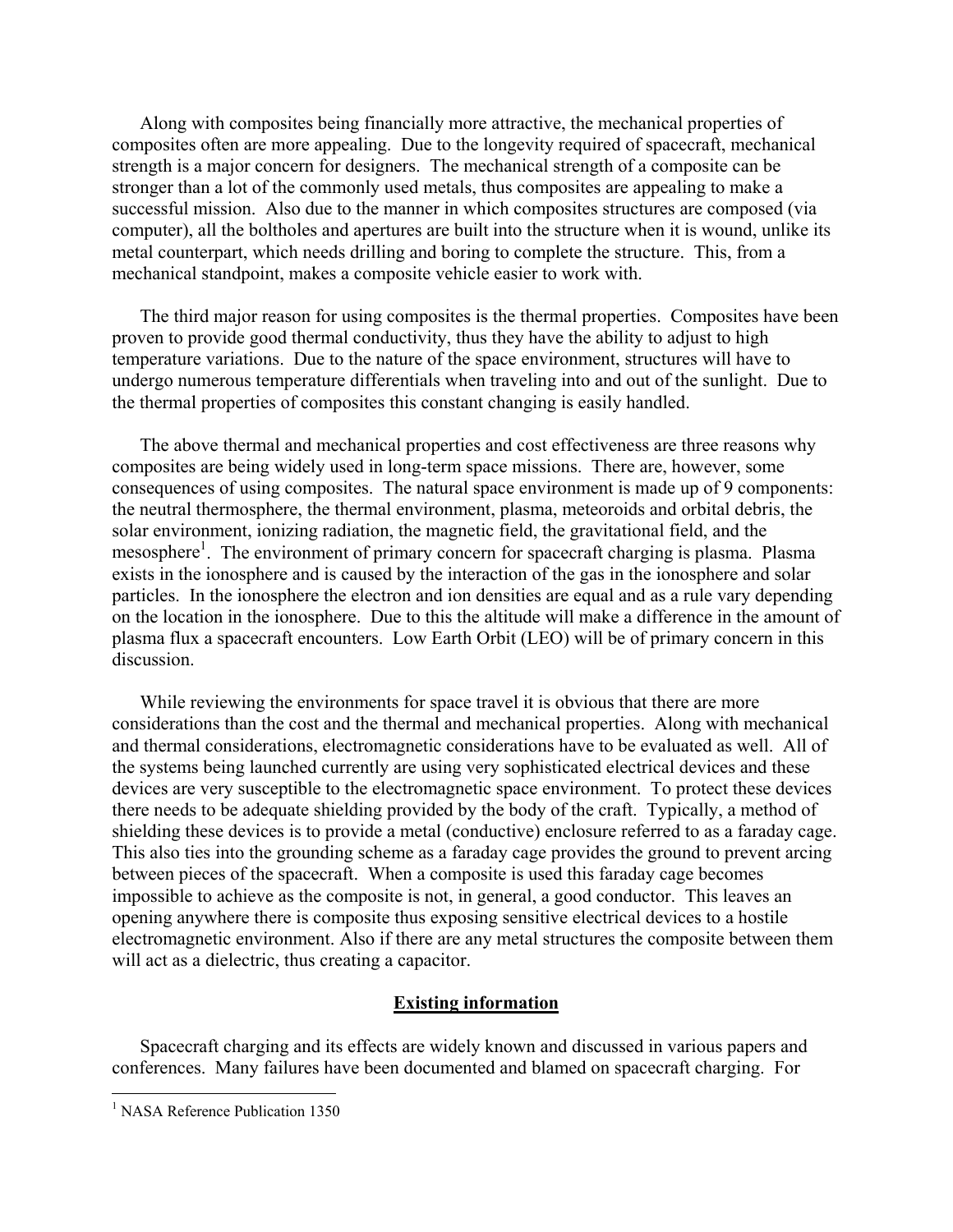Along with composites being financially more attractive, the mechanical properties of composites often are more appealing. Due to the longevity required of spacecraft, mechanical strength is a major concern for designers. The mechanical strength of a composite can be stronger than a lot of the commonly used metals, thus composites are appealing to make a successful mission. Also due to the manner in which composites structures are composed (via computer), all the boltholes and apertures are built into the structure when it is wound, unlike its metal counterpart, which needs drilling and boring to complete the structure. This, from a mechanical standpoint, makes a composite vehicle easier to work with.

The third major reason for using composites is the thermal properties. Composites have been proven to provide good thermal conductivity, thus they have the ability to adjust to high temperature variations. Due to the nature of the space environment, structures will have to undergo numerous temperature differentials when traveling into and out of the sunlight. Due to the thermal properties of composites this constant changing is easily handled.

The above thermal and mechanical properties and cost effectiveness are three reasons why composites are being widely used in long-term space missions. There are, however, some consequences of using composites. The natural space environment is made up of 9 components: the neutral thermosphere, the thermal environment, plasma, meteoroids and orbital debris, the solar environment, ionizing radiation, the magnetic field, the gravitational field, and the mesosphere[1]. The environment of primary concern for spacecraft charging is plasma. Plasma exists in the ionosphere and is caused by the interaction of the gas in the ionosphere and solar particles. In the ionosphere the electron and ion densities are equal and as a rule vary depending on the location in the ionosphere. Due to this the altitude will make a difference in the amount of plasma flux a spacecraft encounters. Low Earth Orbit (LEO) will be of primary concern in this discussion.

While reviewing the environments for space travel it is obvious that there are more considerations than the cost and the thermal and mechanical properties. Along with mechanical and thermal considerations, electromagnetic considerations have to be evaluated as well. All of the systems being launched currently are using very sophisticated electrical devices and these devices are very susceptible to the electromagnetic space environment. To protect these devices there needs to be adequate shielding provided by the body of the craft. Typically, a method of shielding these devices is to provide a metal (conductive) enclosure referred to as a faraday cage. This also ties into the grounding scheme as a faraday cage provides the ground to prevent arcing between pieces of the spacecraft. When a composite is used this faraday cage becomes impossible to achieve as the composite is not, in general, a good conductor. This leaves an opening anywhere there is composite thus exposing sensitive electrical devices to a hostile electromagnetic environment. Also if there are any metal structures the composite between them will act as a dielectric, thus creating a capacitor.

## Existing information

Spacecraft charging and its effects are widely known and discussed in various papers and conferences. Many failures have been documented and blamed on spacecraft charging. For

---

[1] NASA Reference Publication 1350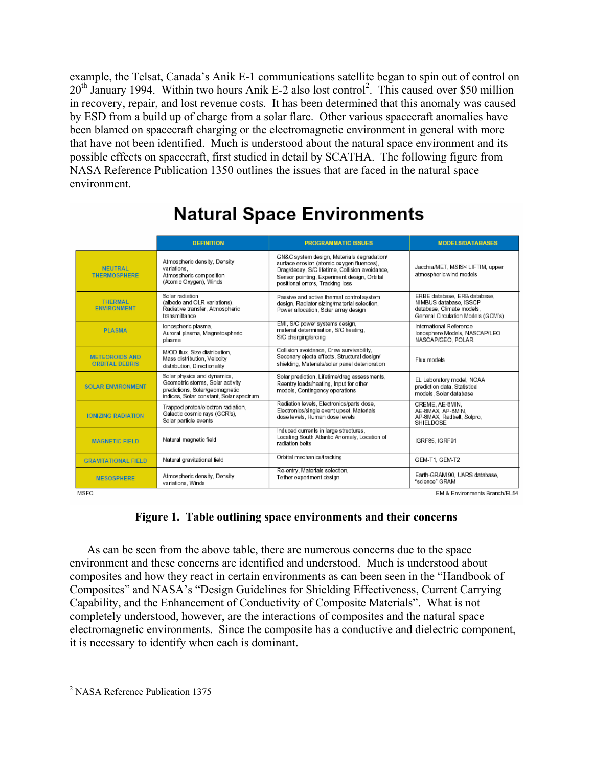example, the Telsat, Canada's Anik E-1 communications satellite began to spin out of control on 20th January 1994. Within two hours Anik E-2 also lost control[2]. This caused over $50 million in recovery, repair, and lost revenue costs. It has been determined that this anomaly was caused by ESD from a build up of charge from a solar flare. Other various spacecraft anomalies have been blamed on spacecraft charging or the electromagnetic environment in general with more that have not been identified. Much is understood about the natural space environment and its possible effects on spacecraft, first studied in detail by SCATHA. The following figure from NASA Reference Publication 1350 outlines the issues that are faced in the natural space environment.

## Natural Space Environments

| | DEFINITION | PROGRAMMATIC ISSUES | MODELS/DATABASES |
|---|---|---|---|
| NEUTRAL THERMOSPHERE | Atmospheric density, Density variations, Atmospheric composition (Atomic Oxygen), Winds | GN&C system design, Materials degradation/ surface erosion (atomic oxygen fluences), Drag/decay, S/C lifetime, Collision avoidance, Sensor pointing, Experiment design, Orbital positional errors, Tracking loss | Jacchia/MET, MSIS< LIFTIM, upper atmospheric wind models |
| THERMAL ENVIRONMENT | Solar radiation (albedo and OLR variations), Radiative transfer, Atmospheric transmittance | Passive and active thermal control system design, Radiator sizing/material selection, Power allocation, Solar array design | ERBE database, ERB database, NIMBUS database, ISSCP database, Climate models, General Circulation Models (GCM's) |
| PLASMA | Ionospheric plasma, Auroral plasma, Magnetospheric plasma | EMI, S/C power systems design, material determination, S/C heating, S/C charging/arcing | International Reference Ionosphere Models, NASCAP/LEO NASCAP/GEO, POLAR |
| METEOROIDS AND ORBITAL DEBRIS | M/OD flux, Size distribution, Mass distribution, Velocity distribution, Directionality | Collision avoidance, Crew survivability, Seconary ejecta effects, Structural design/ shielding, Materials/solar panel deterioration | Flux models |
| SOLAR ENVIRONMENT | Solar physics and dynamics, Geometric storms, Solar activity predictions, Solar/geomagnetic indices, Solar constant, Solar spectrum | Solar prediction, Lifetime/drag assessments, Reentry loads/heating, Input for other models, Contingency operations | EL Laboratory model, NOAA prediction data, Statistical models, Solar database |
| IONIZING RADIATION | Trapped proton/electron radiation, Galactic cosmic rays (GCR's), Solar particle events | Radiation levels, Electronics/parts dose, Electronics/single event upset, Materials dose levels, Human dose levels | CREME, AE-8MIN, AE-8MAX, AP-8MIN, AP-8MAX, Radbelt, Solpro, SHIELDOSE |
| MAGNETIC FIELD | Natural magnetic field | Induced currents in large structures, Locating South Atlantic Anomaly, Location of radiation belts | IGRF85, IGRF91 |
| GRAVITATIONAL FIELD | Natural gravitational field | Orbital mechanics/tracking | GEM-T1, GEM-T2 |
| MESOSPHERE | Atmospheric density, Density variations, Winds | Re-entry, Materials selection, Tether experiment design | Earth-GRAM 90, UARS database, "science" GRAM |

MSFC — EM & Environments Branch/EL54

**Figure 1. Table outlining space environments and their concerns**

As can be seen from the above table, there are numerous concerns due to the space environment and these concerns are identified and understood. Much is understood about composites and how they react in certain environments as can been seen in the "Handbook of Composites" and NASA's "Design Guidelines for Shielding Effectiveness, Current Carrying Capability, and the Enhancement of Conductivity of Composite Materials". What is not completely understood, however, are the interactions of composites and the natural space electromagnetic environments. Since the composite has a conductive and dielectric component, it is necessary to identify when each is dominant.

---

[2] NASA Reference Publication 1375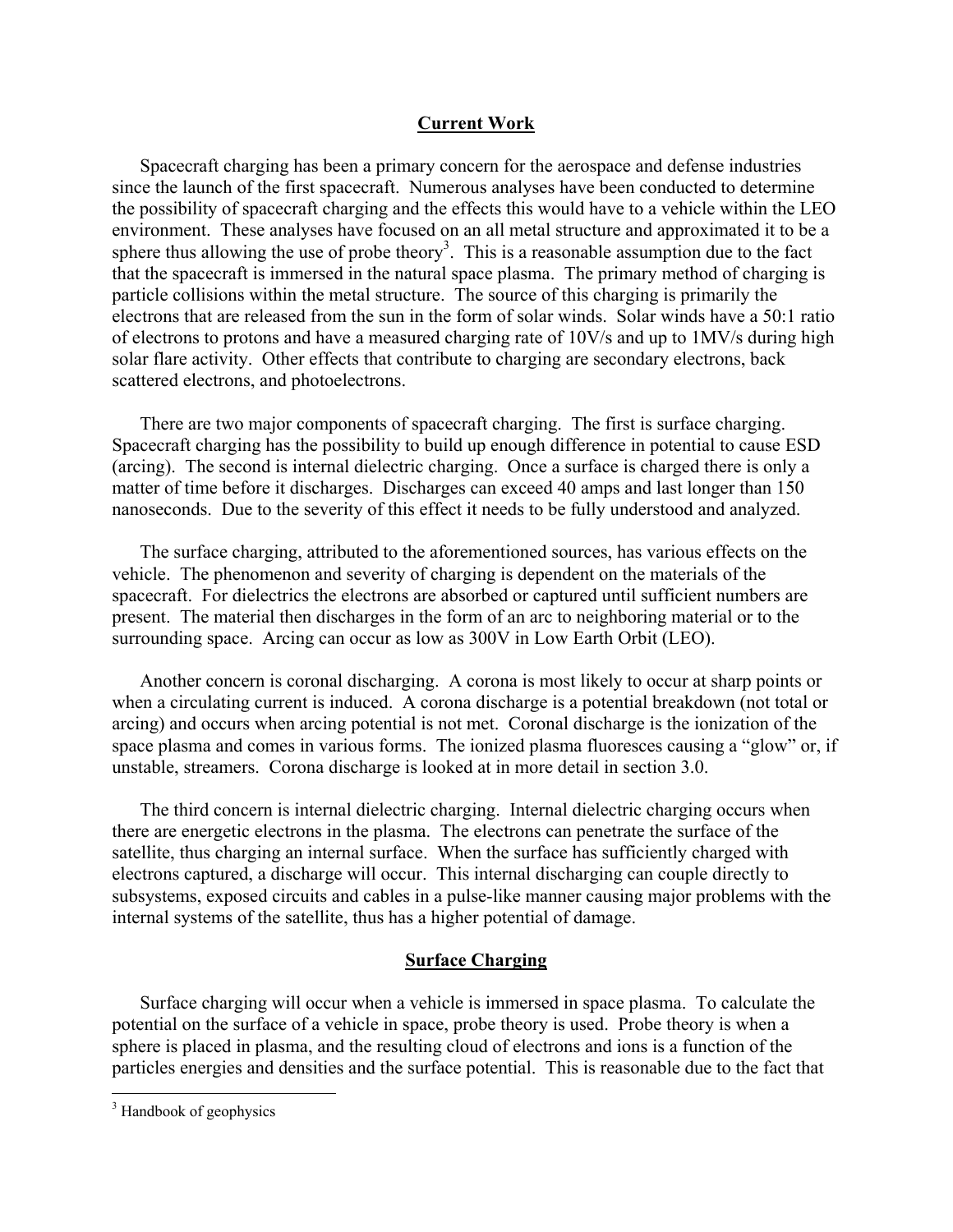## Current Work

Spacecraft charging has been a primary concern for the aerospace and defense industries since the launch of the first spacecraft. Numerous analyses have been conducted to determine the possibility of spacecraft charging and the effects this would have to a vehicle within the LEO environment. These analyses have focused on an all metal structure and approximated it to be a sphere thus allowing the use of probe theory[3]. This is a reasonable assumption due to the fact that the spacecraft is immersed in the natural space plasma. The primary method of charging is particle collisions within the metal structure. The source of this charging is primarily the electrons that are released from the sun in the form of solar winds. Solar winds have a 50:1 ratio of electrons to protons and have a measured charging rate of 10V/s and up to 1MV/s during high solar flare activity. Other effects that contribute to charging are secondary electrons, back scattered electrons, and photoelectrons.

There are two major components of spacecraft charging. The first is surface charging. Spacecraft charging has the possibility to build up enough difference in potential to cause ESD (arcing). The second is internal dielectric charging. Once a surface is charged there is only a matter of time before it discharges. Discharges can exceed 40 amps and last longer than 150 nanoseconds. Due to the severity of this effect it needs to be fully understood and analyzed.

The surface charging, attributed to the aforementioned sources, has various effects on the vehicle. The phenomenon and severity of charging is dependent on the materials of the spacecraft. For dielectrics the electrons are absorbed or captured until sufficient numbers are present. The material then discharges in the form of an arc to neighboring material or to the surrounding space. Arcing can occur as low as 300V in Low Earth Orbit (LEO).

Another concern is coronal discharging. A corona is most likely to occur at sharp points or when a circulating current is induced. A corona discharge is a potential breakdown (not total or arcing) and occurs when arcing potential is not met. Coronal discharge is the ionization of the space plasma and comes in various forms. The ionized plasma fluoresces causing a "glow" or, if unstable, streamers. Corona discharge is looked at in more detail in section 3.0.

The third concern is internal dielectric charging. Internal dielectric charging occurs when there are energetic electrons in the plasma. The electrons can penetrate the surface of the satellite, thus charging an internal surface. When the surface has sufficiently charged with electrons captured, a discharge will occur. This internal discharging can couple directly to subsystems, exposed circuits and cables in a pulse-like manner causing major problems with the internal systems of the satellite, thus has a higher potential of damage.

## Surface Charging

Surface charging will occur when a vehicle is immersed in space plasma. To calculate the potential on the surface of a vehicle in space, probe theory is used. Probe theory is when a sphere is placed in plasma, and the resulting cloud of electrons and ions is a function of the particles energies and densities and the surface potential. This is reasonable due to the fact that

[3] Handbook of geophysics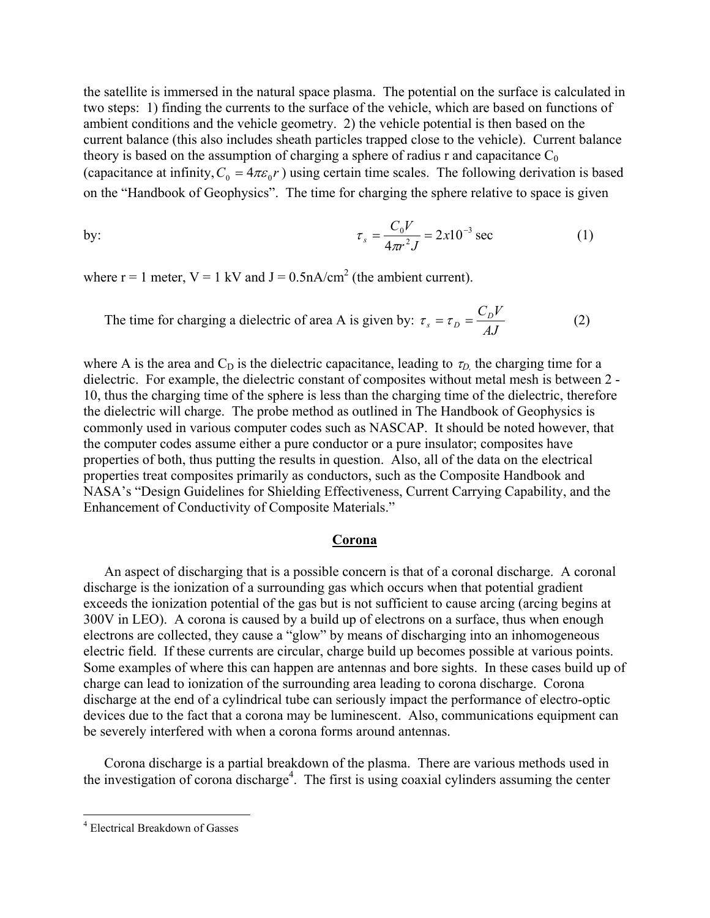the satellite is immersed in the natural space plasma. The potential on the surface is calculated in two steps: 1) finding the currents to the surface of the vehicle, which are based on functions of ambient conditions and the vehicle geometry. 2) the vehicle potential is then based on the current balance (this also includes sheath particles trapped close to the vehicle). Current balance theory is based on the assumption of charging a sphere of radius r and capacitance $C_0$ (capacitance at infinity, $C_0 = 4\pi\varepsilon_0 r$) using certain time scales. The following derivation is based on the "Handbook of Geophysics". The time for charging the sphere relative to space is given by:

$$\tau_s = \frac{C_0 V}{4\pi r^2 J} = 2x10^{-3} \text{ sec} \tag{1}$$

where r = 1 meter, V = 1 kV and J = 0.5nA/cm$^2$ (the ambient current).

The time for charging a dielectric of area A is given by: $\tau_s = \tau_D = \dfrac{C_D V}{AJ}$ (2)

where A is the area and $C_D$ is the dielectric capacitance, leading to $\tau_D$, the charging time for a dielectric. For example, the dielectric constant of composites without metal mesh is between 2 - 10, thus the charging time of the sphere is less than the charging time of the dielectric, therefore the dielectric will charge. The probe method as outlined in The Handbook of Geophysics is commonly used in various computer codes such as NASCAP. It should be noted however, that the computer codes assume either a pure conductor or a pure insulator; composites have properties of both, thus putting the results in question. Also, all of the data on the electrical properties treat composites primarily as conductors, such as the Composite Handbook and NASA's "Design Guidelines for Shielding Effectiveness, Current Carrying Capability, and the Enhancement of Conductivity of Composite Materials."

## Corona

An aspect of discharging that is a possible concern is that of a coronal discharge. A coronal discharge is the ionization of a surrounding gas which occurs when that potential gradient exceeds the ionization potential of the gas but is not sufficient to cause arcing (arcing begins at 300V in LEO). A corona is caused by a build up of electrons on a surface, thus when enough electrons are collected, they cause a "glow" by means of discharging into an inhomogeneous electric field. If these currents are circular, charge build up becomes possible at various points. Some examples of where this can happen are antennas and bore sights. In these cases build up of charge can lead to ionization of the surrounding area leading to corona discharge. Corona discharge at the end of a cylindrical tube can seriously impact the performance of electro-optic devices due to the fact that a corona may be luminescent. Also, communications equipment can be severely interfered with when a corona forms around antennas.

Corona discharge is a partial breakdown of the plasma. There are various methods used in the investigation of corona discharge[4]. The first is using coaxial cylinders assuming the center

[4] Electrical Breakdown of Gasses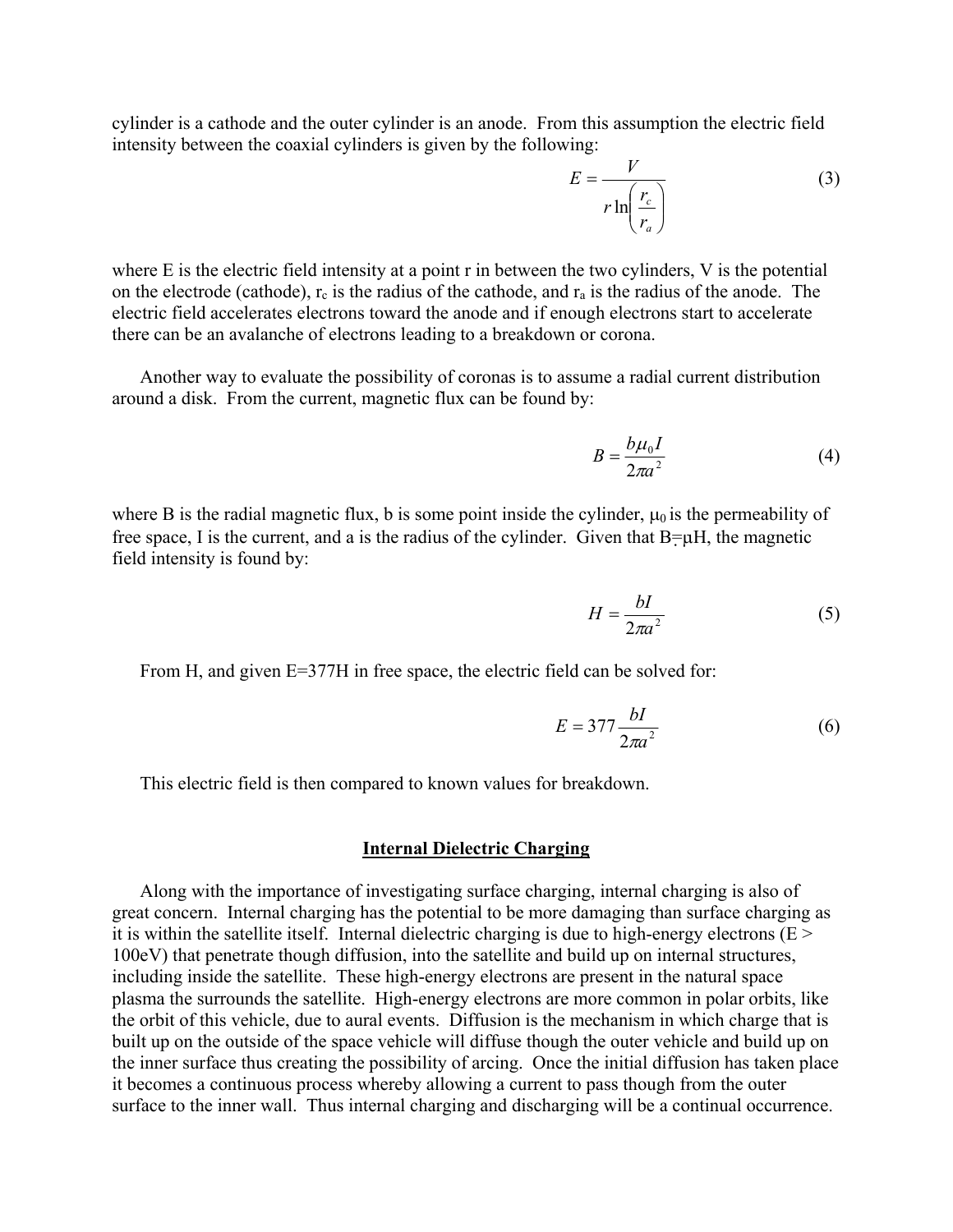cylinder is a cathode and the outer cylinder is an anode. From this assumption the electric field intensity between the coaxial cylinders is given by the following:

$$E = \frac{V}{r \ln\left(\frac{r_c}{r_a}\right)} \tag{3}$$

where E is the electric field intensity at a point r in between the two cylinders, V is the potential on the electrode (cathode), $r_c$ is the radius of the cathode, and $r_a$ is the radius of the anode. The electric field accelerates electrons toward the anode and if enough electrons start to accelerate there can be an avalanche of electrons leading to a breakdown or corona.

Another way to evaluate the possibility of coronas is to assume a radial current distribution around a disk. From the current, magnetic flux can be found by:

$$B = \frac{b\mu_0 I}{2\pi a^2} \tag{4}$$

where B is the radial magnetic flux, b is some point inside the cylinder, $\mu_0$ is the permeability of free space, I is the current, and a is the radius of the cylinder. Given that $B=\mu H$, the magnetic field intensity is found by:

$$H = \frac{bI}{2\pi a^2} \tag{5}$$

From H, and given E=377H in free space, the electric field can be solved for:

$$E = 377\frac{bI}{2\pi a^2} \tag{6}$$

This electric field is then compared to known values for breakdown.

## Internal Dielectric Charging

Along with the importance of investigating surface charging, internal charging is also of great concern. Internal charging has the potential to be more damaging than surface charging as it is within the satellite itself. Internal dielectric charging is due to high-energy electrons (E > 100eV) that penetrate though diffusion, into the satellite and build up on internal structures, including inside the satellite. These high-energy electrons are present in the natural space plasma the surrounds the satellite. High-energy electrons are more common in polar orbits, like the orbit of this vehicle, due to aural events. Diffusion is the mechanism in which charge that is built up on the outside of the space vehicle will diffuse though the outer vehicle and build up on the inner surface thus creating the possibility of arcing. Once the initial diffusion has taken place it becomes a continuous process whereby allowing a current to pass though from the outer surface to the inner wall. Thus internal charging and discharging will be a continual occurrence.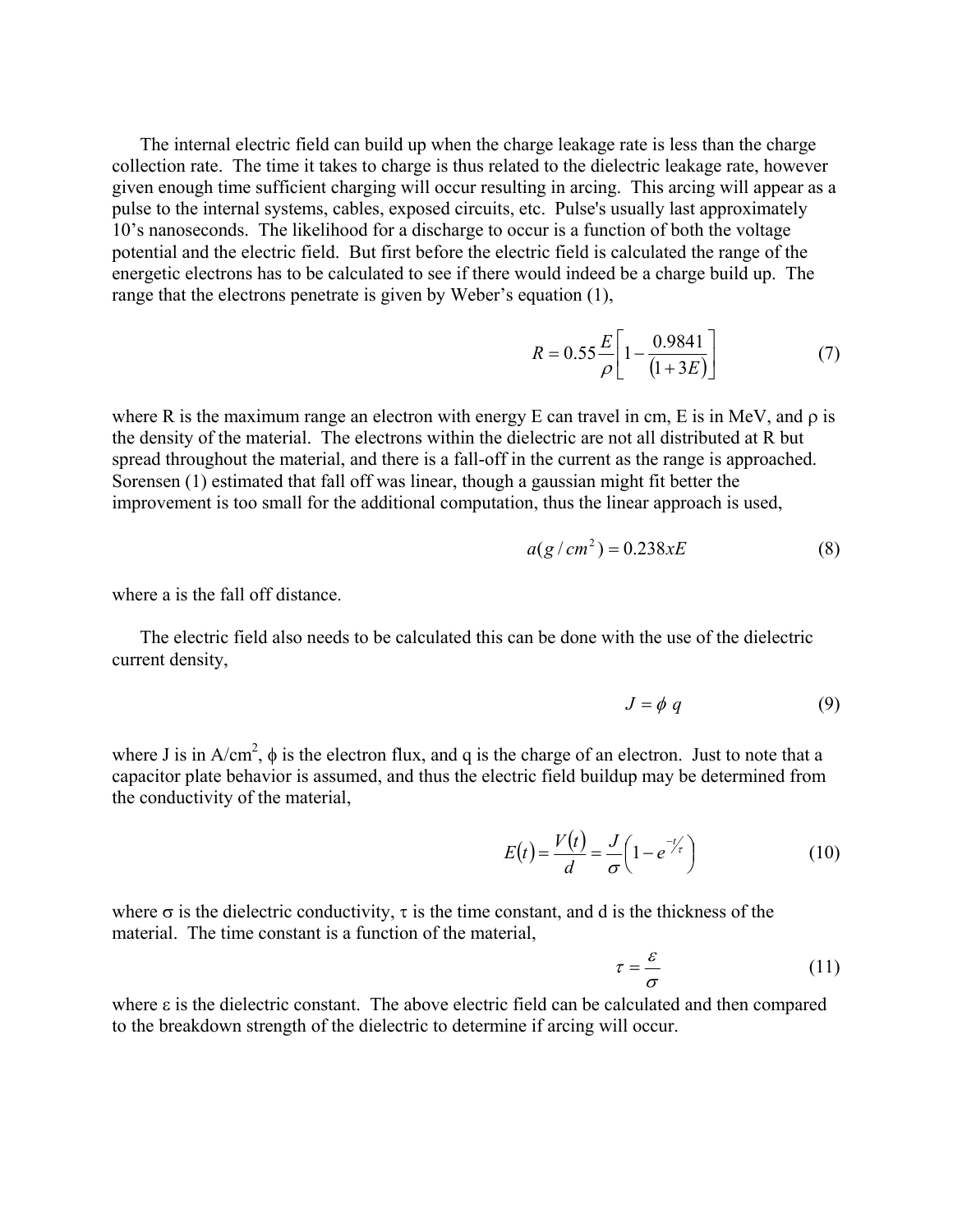The internal electric field can build up when the charge leakage rate is less than the charge collection rate. The time it takes to charge is thus related to the dielectric leakage rate, however given enough time sufficient charging will occur resulting in arcing. This arcing will appear as a pulse to the internal systems, cables, exposed circuits, etc. Pulse's usually last approximately 10's nanoseconds. The likelihood for a discharge to occur is a function of both the voltage potential and the electric field. But first before the electric field is calculated the range of the energetic electrons has to be calculated to see if there would indeed be a charge build up. The range that the electrons penetrate is given by Weber's equation (1),

$$R = 0.55\frac{E}{\rho}\left[1 - \frac{0.9841}{(1+3E)}\right] \tag{7}$$

where R is the maximum range an electron with energy E can travel in cm, E is in MeV, and $\rho$ is the density of the material. The electrons within the dielectric are not all distributed at R but spread throughout the material, and there is a fall-off in the current as the range is approached. Sorensen (1) estimated that fall off was linear, though a gaussian might fit better the improvement is too small for the additional computation, thus the linear approach is used,

$$a(g/cm^2) = 0.238xE \tag{8}$$

where a is the fall off distance.

The electric field also needs to be calculated this can be done with the use of the dielectric current density,

$$J = \phi\, q \tag{9}$$

where J is in A/cm$^2$, $\phi$ is the electron flux, and q is the charge of an electron. Just to note that a capacitor plate behavior is assumed, and thus the electric field buildup may be determined from the conductivity of the material,

$$E(t) = \frac{V(t)}{d} = \frac{J}{\sigma}\left(1 - e^{-t/\tau}\right) \tag{10}$$

where $\sigma$ is the dielectric conductivity, $\tau$ is the time constant, and d is the thickness of the material. The time constant is a function of the material,

$$\tau = \frac{\varepsilon}{\sigma} \tag{11}$$

where $\varepsilon$ is the dielectric constant. The above electric field can be calculated and then compared to the breakdown strength of the dielectric to determine if arcing will occur.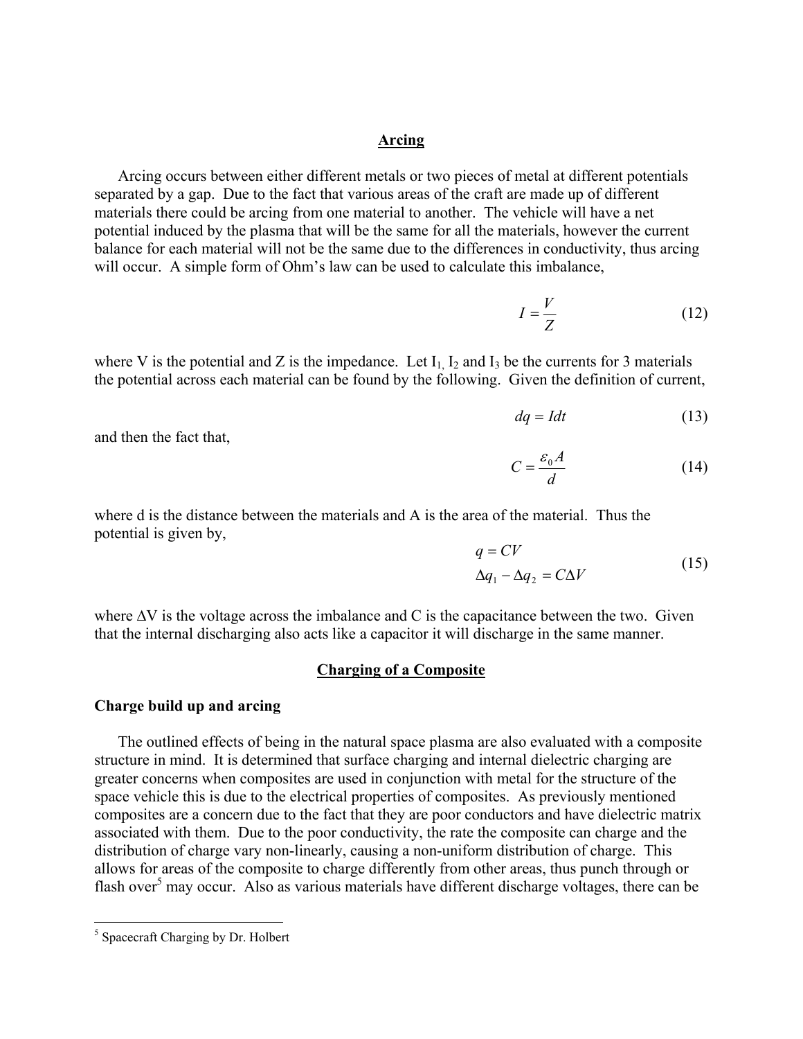## Arcing

Arcing occurs between either different metals or two pieces of metal at different potentials separated by a gap. Due to the fact that various areas of the craft are made up of different materials there could be arcing from one material to another. The vehicle will have a net potential induced by the plasma that will be the same for all the materials, however the current balance for each material will not be the same due to the differences in conductivity, thus arcing will occur. A simple form of Ohm's law can be used to calculate this imbalance,

$$I = \frac{V}{Z} \tag{12}$$

where V is the potential and Z is the impedance. Let $I_1$, $I_2$ and $I_3$ be the currents for 3 materials the potential across each material can be found by the following. Given the definition of current,

$$dq = Idt \tag{13}$$

and then the fact that,

$$C = \frac{\varepsilon_0 A}{d} \tag{14}$$

where d is the distance between the materials and A is the area of the material. Thus the potential is given by,

$$\begin{aligned} q &= CV \\ \Delta q_1 - \Delta q_2 &= C\Delta V \end{aligned} \tag{15}$$

where $\Delta V$ is the voltage across the imbalance and C is the capacitance between the two. Given that the internal discharging also acts like a capacitor it will discharge in the same manner.

## Charging of a Composite

### Charge build up and arcing

The outlined effects of being in the natural space plasma are also evaluated with a composite structure in mind. It is determined that surface charging and internal dielectric charging are greater concerns when composites are used in conjunction with metal for the structure of the space vehicle this is due to the electrical properties of composites. As previously mentioned composites are a concern due to the fact that they are poor conductors and have dielectric matrix associated with them. Due to the poor conductivity, the rate the composite can charge and the distribution of charge vary non-linearly, causing a non-uniform distribution of charge. This allows for areas of the composite to charge differently from other areas, thus punch through or flash over[5] may occur. Also as various materials have different discharge voltages, there can be

[5] Spacecraft Charging by Dr. Holbert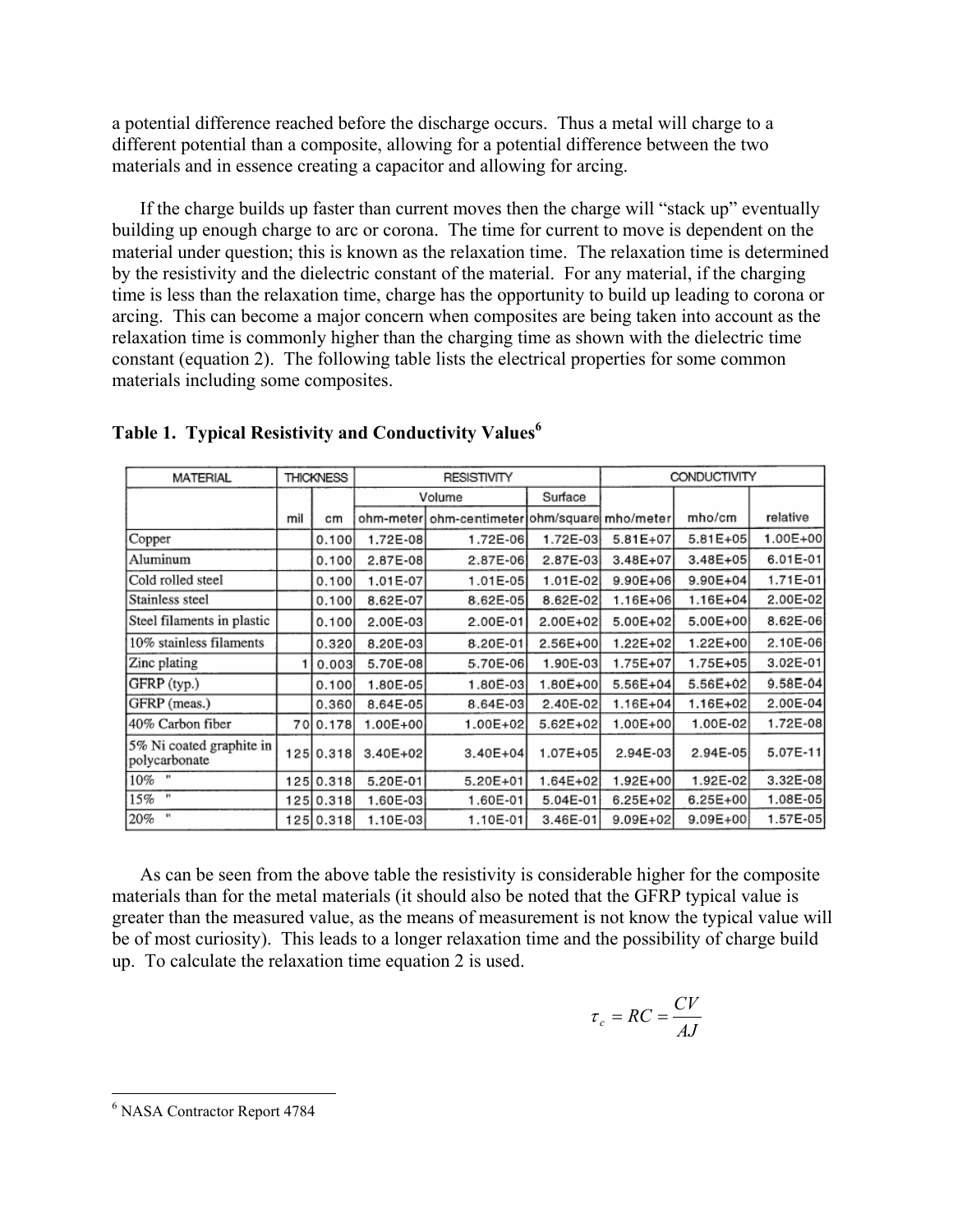a potential difference reached before the discharge occurs. Thus a metal will charge to a different potential than a composite, allowing for a potential difference between the two materials and in essence creating a capacitor and allowing for arcing.

If the charge builds up faster than current moves then the charge will "stack up" eventually building up enough charge to arc or corona. The time for current to move is dependent on the material under question; this is known as the relaxation time. The relaxation time is determined by the resistivity and the dielectric constant of the material. For any material, if the charging time is less than the relaxation time, charge has the opportunity to build up leading to corona or arcing. This can become a major concern when composites are being taken into account as the relaxation time is commonly higher than the charging time as shown with the dielectric time constant (equation 2). The following table lists the electrical properties for some common materials including some composites.

**Table 1. Typical Resistivity and Conductivity Values[6]**

| MATERIAL | THICKNESS | | RESISTIVITY | | | CONDUCTIVITY | | |
|---|---|---|---|---|---|---|---|---|
| | | | Volume | | Surface | | | |
| | mil | cm | ohm-meter | ohm-centimeter | ohm/square | mho/meter | mho/cm | relative |
| Copper | | 0.100 | 1.72E-08 | 1.72E-06 | 1.72E-03 | 5.81E+07 | 5.81E+05 | 1.00E+00 |
| Aluminum | | 0.100 | 2.87E-08 | 2.87E-06 | 2.87E-03 | 3.48E+07 | 3.48E+05 | 6.01E-01 |
| Cold rolled steel | | 0.100 | 1.01E-07 | 1.01E-05 | 1.01E-02 | 9.90E+06 | 9.90E+04 | 1.71E-01 |
| Stainless steel | | 0.100 | 8.62E-07 | 8.62E-05 | 8.62E-02 | 1.16E+06 | 1.16E+04 | 2.00E-02 |
| Steel filaments in plastic | | 0.100 | 2.00E-03 | 2.00E-01 | 2.00E+02 | 5.00E+02 | 5.00E+00 | 8.62E-06 |
| 10% stainless filaments | | 0.320 | 8.20E-03 | 8.20E-01 | 2.56E+00 | 1.22E+02 | 1.22E+00 | 2.10E-06 |
| Zinc plating | 1 | 0.003 | 5.70E-08 | 5.70E-06 | 1.90E-03 | 1.75E+07 | 1.75E+05 | 3.02E-01 |
| GFRP (typ.) | | 0.100 | 1.80E-05 | 1.80E-03 | 1.80E+00 | 5.56E+04 | 5.56E+02 | 9.58E-04 |
| GFRP (meas.) | | 0.360 | 8.64E-05 | 8.64E-03 | 2.40E-02 | 1.16E+04 | 1.16E+02 | 2.00E-04 |
| 40% Carbon fiber | 70 | 0.178 | 1.00E+00 | 1.00E+02 | 5.62E+02 | 1.00E+00 | 1.00E-02 | 1.72E-08 |
| 5% Ni coated graphite in polycarbonate | 125 | 0.318 | 3.40E+02 | 3.40E+04 | 1.07E+05 | 2.94E-03 | 2.94E-05 | 5.07E-11 |
| 10% " | 125 | 0.318 | 5.20E-01 | 5.20E+01 | 1.64E+02 | 1.92E+00 | 1.92E-02 | 3.32E-08 |
| 15% " | 125 | 0.318 | 1.60E-03 | 1.60E-01 | 5.04E-01 | 6.25E+02 | 6.25E+00 | 1.08E-05 |
| 20% " | 125 | 0.318 | 1.10E-03 | 1.10E-01 | 3.46E-01 | 9.09E+02 | 9.09E+00 | 1.57E-05 |

As can be seen from the above table the resistivity is considerable higher for the composite materials than for the metal materials (it should also be noted that the GFRP typical value is greater than the measured value, as the means of measurement is not know the typical value will be of most curiosity). This leads to a longer relaxation time and the possibility of charge build up. To calculate the relaxation time equation 2 is used.

$$\tau_c = RC = \frac{CV}{AJ}$$

[6] NASA Contractor Report 4784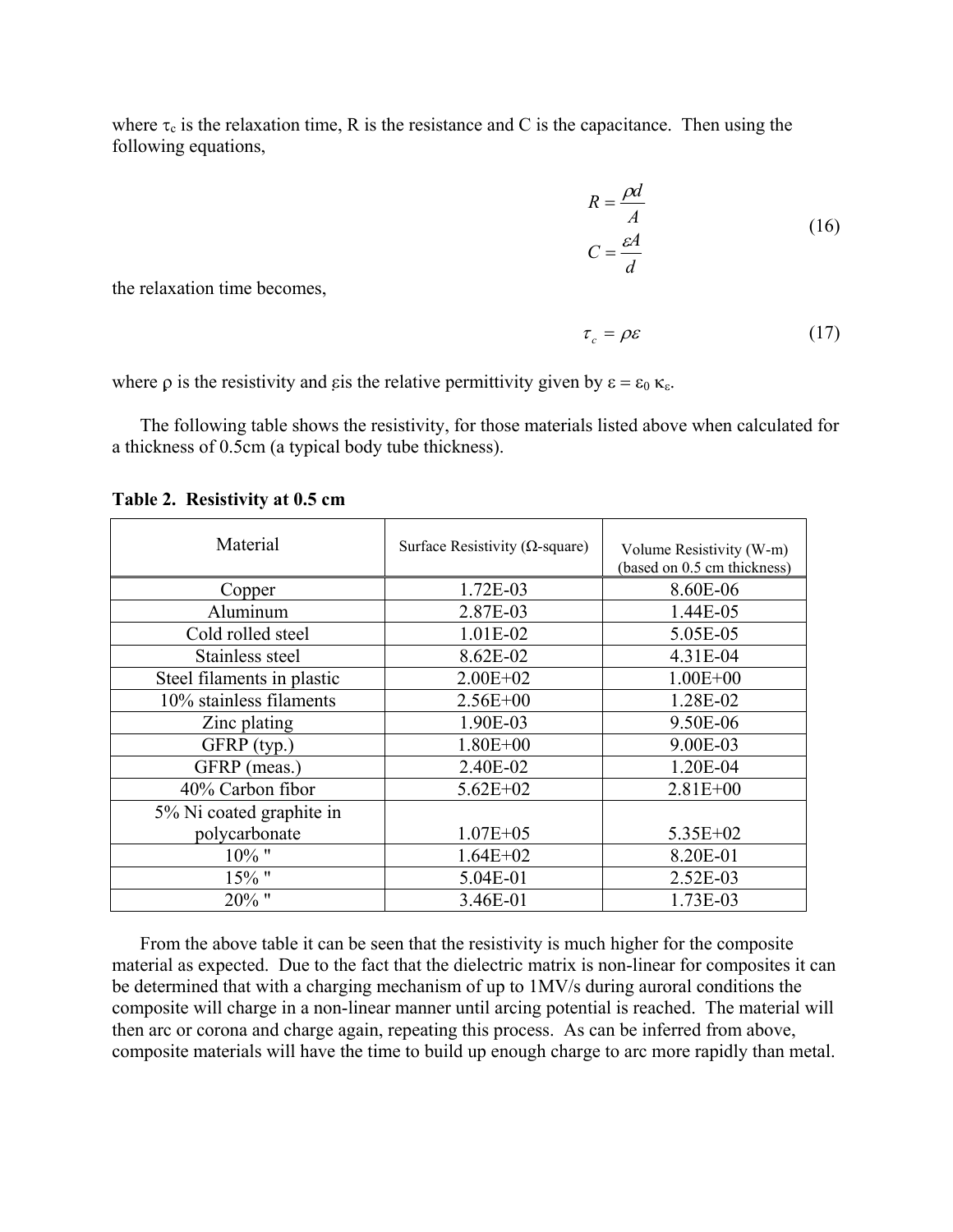where $\tau_c$ is the relaxation time, R is the resistance and C is the capacitance. Then using the following equations,

$$R = \frac{\rho d}{A}$$
$$C = \frac{\varepsilon A}{d} \tag{16}$$

the relaxation time becomes,

$$\tau_c = \rho \varepsilon \tag{17}$$

where $\rho$ is the resistivity and $\varepsilon$is the relative permittivity given by $\varepsilon = \varepsilon_0 \kappa_\varepsilon$.

The following table shows the resistivity, for those materials listed above when calculated for a thickness of 0.5cm (a typical body tube thickness).

**Table 2. Resistivity at 0.5 cm**

| Material | Surface Resistivity (Ω-square) | Volume Resistivity (W-m) (based on 0.5 cm thickness) |
|---|---|---|
| Copper | 1.72E-03 | 8.60E-06 |
| Aluminum | 2.87E-03 | 1.44E-05 |
| Cold rolled steel | 1.01E-02 | 5.05E-05 |
| Stainless steel | 8.62E-02 | 4.31E-04 |
| Steel filaments in plastic | 2.00E+02 | 1.00E+00 |
| 10% stainless filaments | 2.56E+00 | 1.28E-02 |
| Zinc plating | 1.90E-03 | 9.50E-06 |
| GFRP (typ.) | 1.80E+00 | 9.00E-03 |
| GFRP (meas.) | 2.40E-02 | 1.20E-04 |
| 40% Carbon fibor | 5.62E+02 | 2.81E+00 |
| 5% Ni coated graphite in polycarbonate | 1.07E+05 | 5.35E+02 |
| 10% " | 1.64E+02 | 8.20E-01 |
| 15% " | 5.04E-01 | 2.52E-03 |
| 20% " | 3.46E-01 | 1.73E-03 |

From the above table it can be seen that the resistivity is much higher for the composite material as expected. Due to the fact that the dielectric matrix is non-linear for composites it can be determined that with a charging mechanism of up to 1MV/s during auroral conditions the composite will charge in a non-linear manner until arcing potential is reached. The material will then arc or corona and charge again, repeating this process. As can be inferred from above, composite materials will have the time to build up enough charge to arc more rapidly than metal.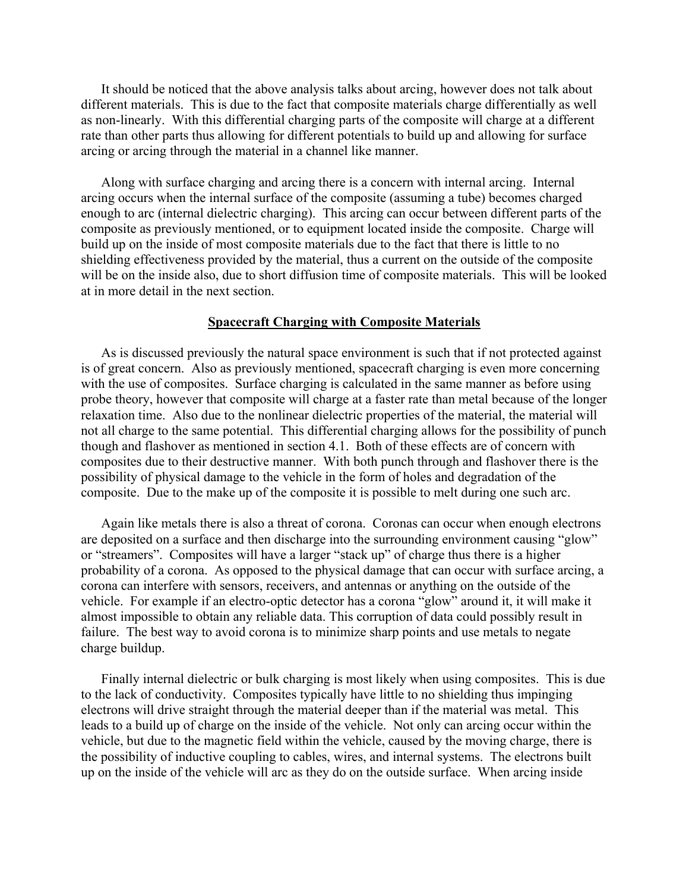It should be noticed that the above analysis talks about arcing, however does not talk about different materials. This is due to the fact that composite materials charge differentially as well as non-linearly. With this differential charging parts of the composite will charge at a different rate than other parts thus allowing for different potentials to build up and allowing for surface arcing or arcing through the material in a channel like manner.

Along with surface charging and arcing there is a concern with internal arcing. Internal arcing occurs when the internal surface of the composite (assuming a tube) becomes charged enough to arc (internal dielectric charging). This arcing can occur between different parts of the composite as previously mentioned, or to equipment located inside the composite. Charge will build up on the inside of most composite materials due to the fact that there is little to no shielding effectiveness provided by the material, thus a current on the outside of the composite will be on the inside also, due to short diffusion time of composite materials. This will be looked at in more detail in the next section.

## Spacecraft Charging with Composite Materials

As is discussed previously the natural space environment is such that if not protected against is of great concern. Also as previously mentioned, spacecraft charging is even more concerning with the use of composites. Surface charging is calculated in the same manner as before using probe theory, however that composite will charge at a faster rate than metal because of the longer relaxation time. Also due to the nonlinear dielectric properties of the material, the material will not all charge to the same potential. This differential charging allows for the possibility of punch though and flashover as mentioned in section 4.1. Both of these effects are of concern with composites due to their destructive manner. With both punch through and flashover there is the possibility of physical damage to the vehicle in the form of holes and degradation of the composite. Due to the make up of the composite it is possible to melt during one such arc.

Again like metals there is also a threat of corona. Coronas can occur when enough electrons are deposited on a surface and then discharge into the surrounding environment causing "glow" or "streamers". Composites will have a larger "stack up" of charge thus there is a higher probability of a corona. As opposed to the physical damage that can occur with surface arcing, a corona can interfere with sensors, receivers, and antennas or anything on the outside of the vehicle. For example if an electro-optic detector has a corona "glow" around it, it will make it almost impossible to obtain any reliable data. This corruption of data could possibly result in failure. The best way to avoid corona is to minimize sharp points and use metals to negate charge buildup.

Finally internal dielectric or bulk charging is most likely when using composites. This is due to the lack of conductivity. Composites typically have little to no shielding thus impinging electrons will drive straight through the material deeper than if the material was metal. This leads to a build up of charge on the inside of the vehicle. Not only can arcing occur within the vehicle, but due to the magnetic field within the vehicle, caused by the moving charge, there is the possibility of inductive coupling to cables, wires, and internal systems. The electrons built up on the inside of the vehicle will arc as they do on the outside surface. When arcing inside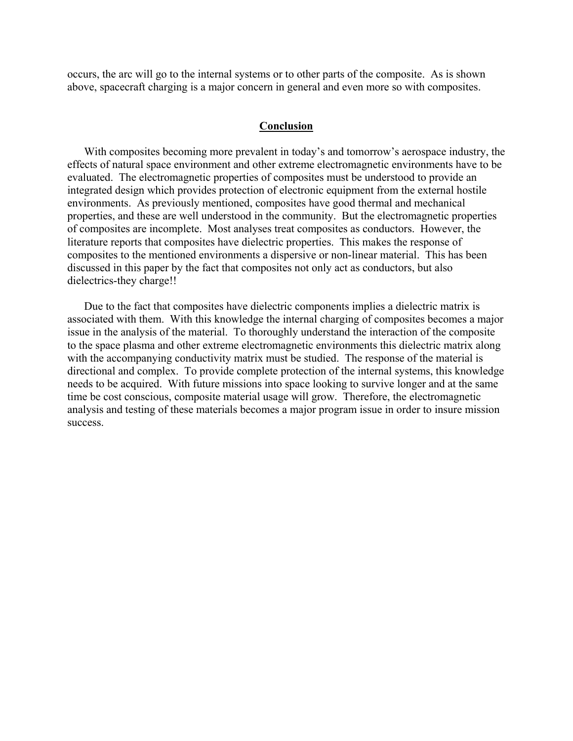occurs, the arc will go to the internal systems or to other parts of the composite. As is shown above, spacecraft charging is a major concern in general and even more so with composites.

## Conclusion

With composites becoming more prevalent in today's and tomorrow's aerospace industry, the effects of natural space environment and other extreme electromagnetic environments have to be evaluated. The electromagnetic properties of composites must be understood to provide an integrated design which provides protection of electronic equipment from the external hostile environments. As previously mentioned, composites have good thermal and mechanical properties, and these are well understood in the community. But the electromagnetic properties of composites are incomplete. Most analyses treat composites as conductors. However, the literature reports that composites have dielectric properties. This makes the response of composites to the mentioned environments a dispersive or non-linear material. This has been discussed in this paper by the fact that composites not only act as conductors, but also dielectrics-they charge!!

Due to the fact that composites have dielectric components implies a dielectric matrix is associated with them. With this knowledge the internal charging of composites becomes a major issue in the analysis of the material. To thoroughly understand the interaction of the composite to the space plasma and other extreme electromagnetic environments this dielectric matrix along with the accompanying conductivity matrix must be studied. The response of the material is directional and complex. To provide complete protection of the internal systems, this knowledge needs to be acquired. With future missions into space looking to survive longer and at the same time be cost conscious, composite material usage will grow. Therefore, the electromagnetic analysis and testing of these materials becomes a major program issue in order to insure mission success.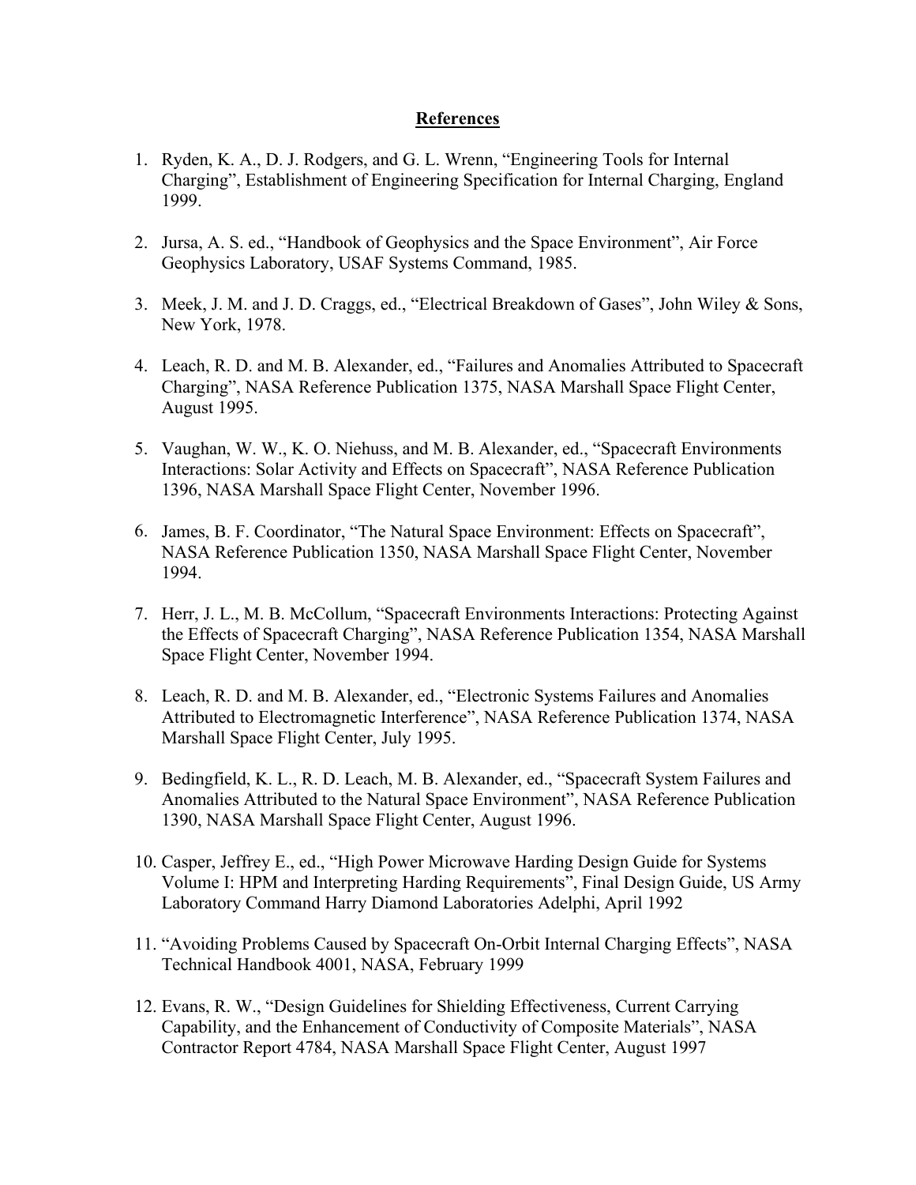## References

1. Ryden, K. A., D. J. Rodgers, and G. L. Wrenn, “Engineering Tools for Internal Charging”, Establishment of Engineering Specification for Internal Charging, England 1999.

2. Jursa, A. S. ed., “Handbook of Geophysics and the Space Environment”, Air Force Geophysics Laboratory, USAF Systems Command, 1985.

3. Meek, J. M. and J. D. Craggs, ed., “Electrical Breakdown of Gases”, John Wiley & Sons, New York, 1978.

4. Leach, R. D. and M. B. Alexander, ed., “Failures and Anomalies Attributed to Spacecraft Charging”, NASA Reference Publication 1375, NASA Marshall Space Flight Center, August 1995.

5. Vaughan, W. W., K. O. Niehuss, and M. B. Alexander, ed., “Spacecraft Environments Interactions: Solar Activity and Effects on Spacecraft”, NASA Reference Publication 1396, NASA Marshall Space Flight Center, November 1996.

6. James, B. F. Coordinator, “The Natural Space Environment: Effects on Spacecraft”, NASA Reference Publication 1350, NASA Marshall Space Flight Center, November 1994.

7. Herr, J. L., M. B. McCollum, “Spacecraft Environments Interactions: Protecting Against the Effects of Spacecraft Charging”, NASA Reference Publication 1354, NASA Marshall Space Flight Center, November 1994.

8. Leach, R. D. and M. B. Alexander, ed., “Electronic Systems Failures and Anomalies Attributed to Electromagnetic Interference”, NASA Reference Publication 1374, NASA Marshall Space Flight Center, July 1995.

9. Bedingfield, K. L., R. D. Leach, M. B. Alexander, ed., “Spacecraft System Failures and Anomalies Attributed to the Natural Space Environment”, NASA Reference Publication 1390, NASA Marshall Space Flight Center, August 1996.

10. Casper, Jeffrey E., ed., “High Power Microwave Harding Design Guide for Systems Volume I: HPM and Interpreting Harding Requirements”, Final Design Guide, US Army Laboratory Command Harry Diamond Laboratories Adelphi, April 1992

11. “Avoiding Problems Caused by Spacecraft On-Orbit Internal Charging Effects”, NASA Technical Handbook 4001, NASA, February 1999

12. Evans, R. W., “Design Guidelines for Shielding Effectiveness, Current Carrying Capability, and the Enhancement of Conductivity of Composite Materials”, NASA Contractor Report 4784, NASA Marshall Space Flight Center, August 1997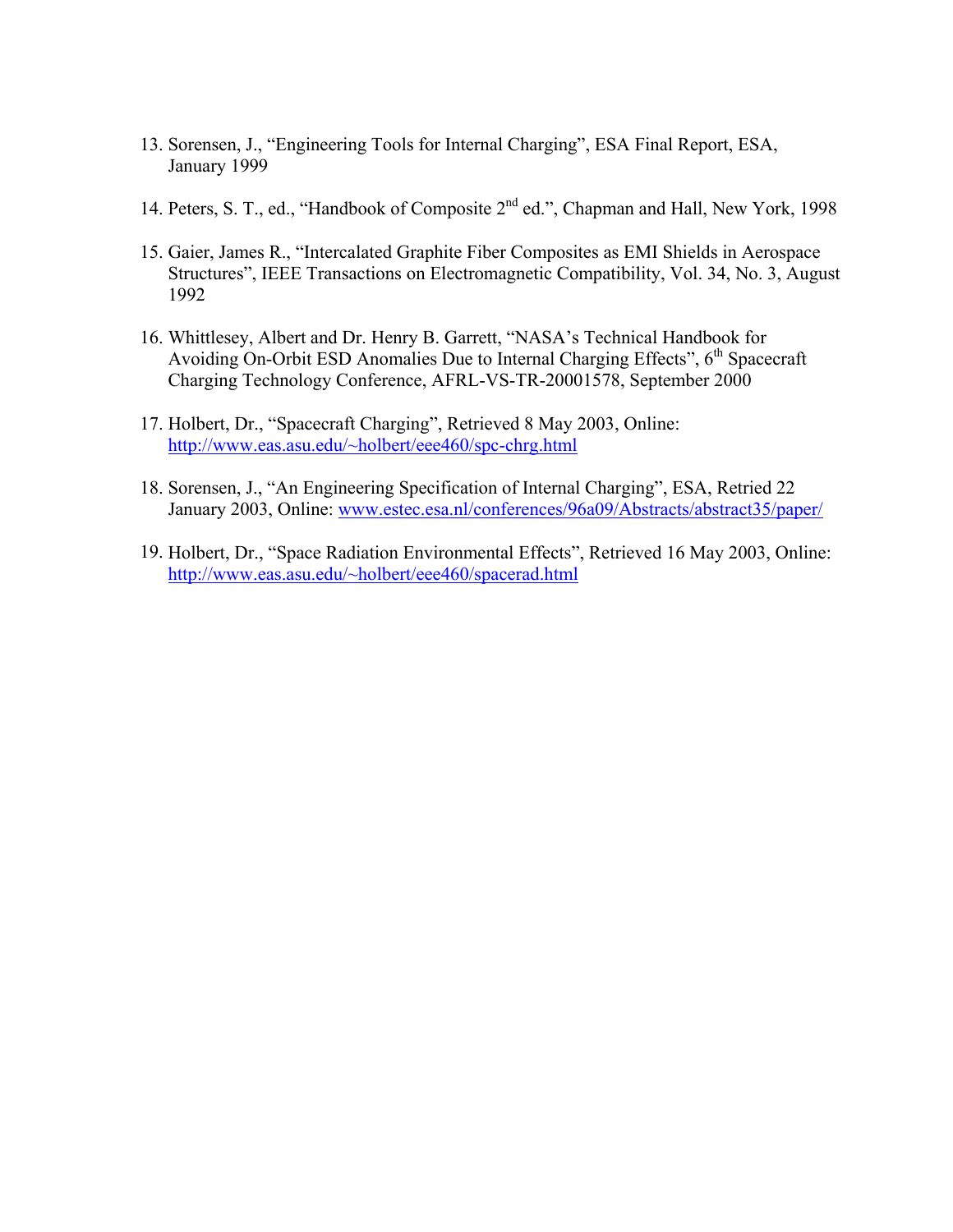13. Sorensen, J., "Engineering Tools for Internal Charging", ESA Final Report, ESA, January 1999

14. Peters, S. T., ed., "Handbook of Composite 2nd ed.", Chapman and Hall, New York, 1998

15. Gaier, James R., "Intercalated Graphite Fiber Composites as EMI Shields in Aerospace Structures", IEEE Transactions on Electromagnetic Compatibility, Vol. 34, No. 3, August 1992

16. Whittlesey, Albert and Dr. Henry B. Garrett, "NASA's Technical Handbook for Avoiding On-Orbit ESD Anomalies Due to Internal Charging Effects", 6th Spacecraft Charging Technology Conference, AFRL-VS-TR-20001578, September 2000

17. Holbert, Dr., "Spacecraft Charging", Retrieved 8 May 2003, Online: http://www.eas.asu.edu/~holbert/eee460/spc-chrg.html

18. Sorensen, J., "An Engineering Specification of Internal Charging", ESA, Retried 22 January 2003, Online: www.estec.esa.nl/conferences/96a09/Abstracts/abstract35/paper/

19. Holbert, Dr., "Space Radiation Environmental Effects", Retrieved 16 May 2003, Online: http://www.eas.asu.edu/~holbert/eee460/spacerad.html